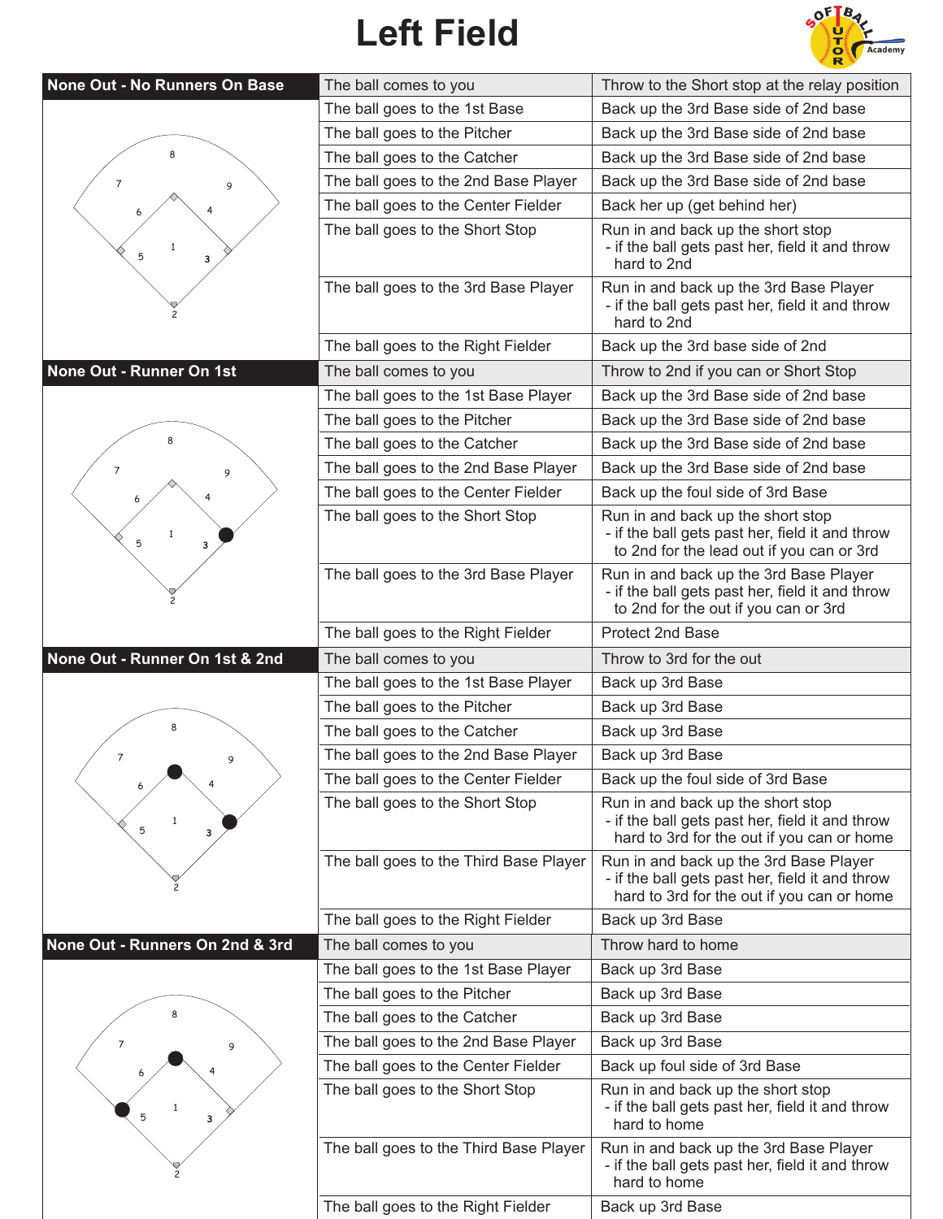# Left Field

## None Out - No Runners On Base

| The ball... | Action |
| --- | --- |
| The ball comes to you | Throw to the Short stop at the relay position |
| The ball goes to the 1st Base | Back up the 3rd Base side of 2nd base |
| The ball goes to the Pitcher | Back up the 3rd Base side of 2nd base |
| The ball goes to the Catcher | Back up the 3rd Base side of 2nd base |
| The ball goes to the 2nd Base Player | Back up the 3rd Base side of 2nd base |
| The ball goes to the Center Fielder | Back her up (get behind her) |
| The ball goes to the Short Stop | Run in and back up the short stop - if the ball gets past her, field it and throw hard to 2nd |
| The ball goes to the 3rd Base Player | Run in and back up the 3rd Base Player - if the ball gets past her, field it and throw hard to 2nd |
| The ball goes to the Right Fielder | Back up the 3rd base side of 2nd |

## None Out - Runner On 1st

| The ball... | Action |
| --- | --- |
| The ball comes to you | Throw to 2nd if you can or Short Stop |
| The ball goes to the 1st Base Player | Back up the 3rd Base side of 2nd base |
| The ball goes to the Pitcher | Back up the 3rd Base side of 2nd base |
| The ball goes to the Catcher | Back up the 3rd Base side of 2nd base |
| The ball goes to the 2nd Base Player | Back up the 3rd Base side of 2nd base |
| The ball goes to the Center Fielder | Back up the foul side of 3rd Base |
| The ball goes to the Short Stop | Run in and back up the short stop - if the ball gets past her, field it and throw to 2nd for the lead out if you can or 3rd |
| The ball goes to the 3rd Base Player | Run in and back up the 3rd Base Player - if the ball gets past her, field it and throw to 2nd for the out if you can or 3rd |
| The ball goes to the Right Fielder | Protect 2nd Base |

## None Out - Runner On 1st & 2nd

| The ball... | Action |
| --- | --- |
| The ball comes to you | Throw to 3rd for the out |
| The ball goes to the 1st Base Player | Back up 3rd Base |
| The ball goes to the Pitcher | Back up 3rd Base |
| The ball goes to the Catcher | Back up 3rd Base |
| The ball goes to the 2nd Base Player | Back up 3rd Base |
| The ball goes to the Center Fielder | Back up the foul side of 3rd Base |
| The ball goes to the Short Stop | Run in and back up the short stop - if the ball gets past her, field it and throw hard to 3rd for the out if you can or home |
| The ball goes to the Third Base Player | Run in and back up the 3rd Base Player - if the ball gets past her, field it and throw hard to 3rd for the out if you can or home |
| The ball goes to the Right Fielder | Back up 3rd Base |

## None Out - Runners On 2nd & 3rd

| The ball... | Action |
| --- | --- |
| The ball comes to you | Throw hard to home |
| The ball goes to the 1st Base Player | Back up 3rd Base |
| The ball goes to the Pitcher | Back up 3rd Base |
| The ball goes to the Catcher | Back up 3rd Base |
| The ball goes to the 2nd Base Player | Back up 3rd Base |
| The ball goes to the Center Fielder | Back up foul side of 3rd Base |
| The ball goes to the Short Stop | Run in and back up the short stop - if the ball gets past her, field it and throw hard to home |
| The ball goes to the Third Base Player | Run in and back up the 3rd Base Player - if the ball gets past her, field it and throw hard to home |
| The ball goes to the Right Fielder | Back up 3rd Base |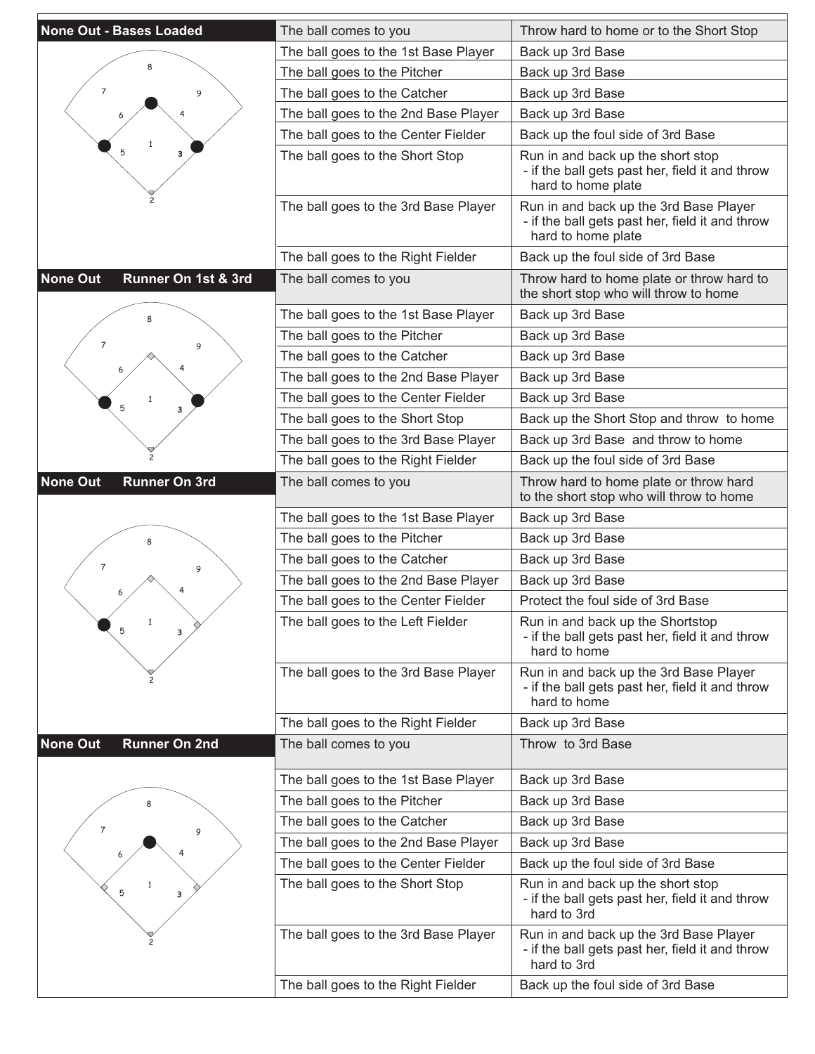| None Out - Bases Loaded | |
|---|---|
| The ball comes to you | Throw hard to home or to the Short Stop |
| The ball goes to the 1st Base Player | Back up 3rd Base |
| The ball goes to the Pitcher | Back up 3rd Base |
| The ball goes to the Catcher | Back up 3rd Base |
| The ball goes to the 2nd Base Player | Back up 3rd Base |
| The ball goes to the Center Fielder | Back up the foul side of 3rd Base |
| The ball goes to the Short Stop | Run in and back up the short stop<br>- if the ball gets past her, field it and throw hard to home plate |
| The ball goes to the 3rd Base Player | Run in and back up the 3rd Base Player<br>- if the ball gets past her, field it and throw hard to home plate |
| The ball goes to the Right Fielder | Back up the foul side of 3rd Base |

| None Out    Runner On 1st & 3rd | |
|---|---|
| The ball comes to you | Throw hard to home plate or throw hard to the short stop who will throw to home |
| The ball goes to the 1st Base Player | Back up 3rd Base |
| The ball goes to the Pitcher | Back up 3rd Base |
| The ball goes to the Catcher | Back up 3rd Base |
| The ball goes to the 2nd Base Player | Back up 3rd Base |
| The ball goes to the Center Fielder | Back up 3rd Base |
| The ball goes to the Short Stop | Back up the Short Stop and throw to home |
| The ball goes to the 3rd Base Player | Back up 3rd Base and throw to home |
| The ball goes to the Right Fielder | Back up the foul side of 3rd Base |

| None Out    Runner On 3rd | |
|---|---|
| The ball comes to you | Throw hard to home plate or throw hard to the short stop who will throw to home |
| The ball goes to the 1st Base Player | Back up 3rd Base |
| The ball goes to the Pitcher | Back up 3rd Base |
| The ball goes to the Catcher | Back up 3rd Base |
| The ball goes to the 2nd Base Player | Back up 3rd Base |
| The ball goes to the Center Fielder | Protect the foul side of 3rd Base |
| The ball goes to the Left Fielder | Run in and back up the Shortstop<br>- if the ball gets past her, field it and throw hard to home |
| The ball goes to the 3rd Base Player | Run in and back up the 3rd Base Player<br>- if the ball gets past her, field it and throw hard to home |
| The ball goes to the Right Fielder | Back up 3rd Base |

| None Out    Runner On 2nd | |
|---|---|
| The ball comes to you | Throw to 3rd Base |
| The ball goes to the 1st Base Player | Back up 3rd Base |
| The ball goes to the Pitcher | Back up 3rd Base |
| The ball goes to the Catcher | Back up 3rd Base |
| The ball goes to the 2nd Base Player | Back up 3rd Base |
| The ball goes to the Center Fielder | Back up the foul side of 3rd Base |
| The ball goes to the Short Stop | Run in and back up the short stop<br>- if the ball gets past her, field it and throw hard to 3rd |
| The ball goes to the 3rd Base Player | Run in and back up the 3rd Base Player<br>- if the ball gets past her, field it and throw hard to 3rd |
| The ball goes to the Right Fielder | Back up the foul side of 3rd Base |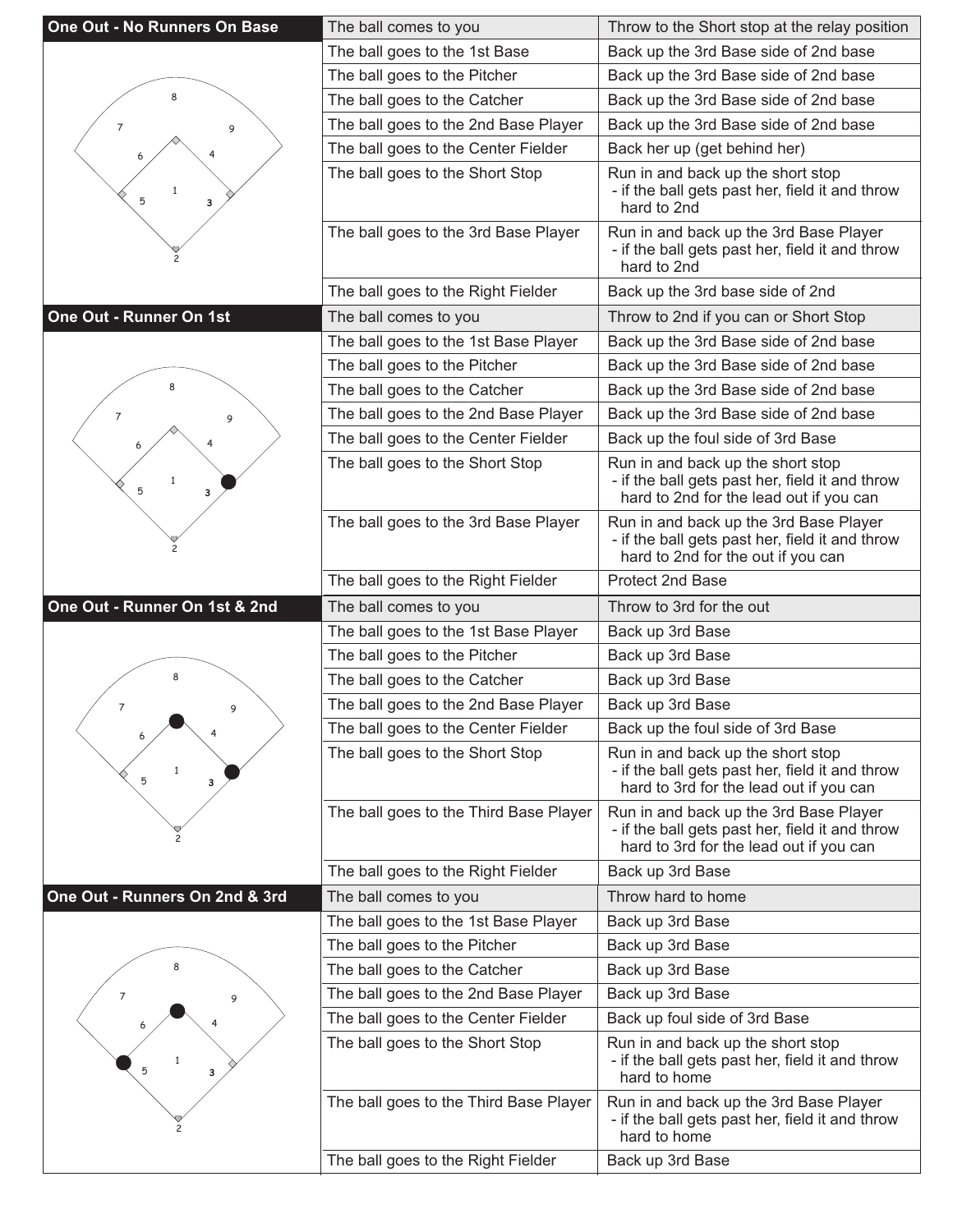| One Out - No Runners On Base | The ball comes to you | Throw to the Short stop at the relay position |
|---|---|---|
| | The ball goes to the 1st Base | Back up the 3rd Base side of 2nd base |
| | The ball goes to the Pitcher | Back up the 3rd Base side of 2nd base |
| | The ball goes to the Catcher | Back up the 3rd Base side of 2nd base |
| | The ball goes to the 2nd Base Player | Back up the 3rd Base side of 2nd base |
| | The ball goes to the Center Fielder | Back her up (get behind her) |
| | The ball goes to the Short Stop | Run in and back up the short stop - if the ball gets past her, field it and throw hard to 2nd |
| | The ball goes to the 3rd Base Player | Run in and back up the 3rd Base Player - if the ball gets past her, field it and throw hard to 2nd |
| | The ball goes to the Right Fielder | Back up the 3rd base side of 2nd |

| One Out - Runner On 1st | The ball comes to you | Throw to 2nd if you can or Short Stop |
|---|---|---|
| | The ball goes to the 1st Base Player | Back up the 3rd Base side of 2nd base |
| | The ball goes to the Pitcher | Back up the 3rd Base side of 2nd base |
| | The ball goes to the Catcher | Back up the 3rd Base side of 2nd base |
| | The ball goes to the 2nd Base Player | Back up the 3rd Base side of 2nd base |
| | The ball goes to the Center Fielder | Back up the foul side of 3rd Base |
| | The ball goes to the Short Stop | Run in and back up the short stop - if the ball gets past her, field it and throw hard to 2nd for the lead out if you can |
| | The ball goes to the 3rd Base Player | Run in and back up the 3rd Base Player - if the ball gets past her, field it and throw hard to 2nd for the out if you can |
| | The ball goes to the Right Fielder | Protect 2nd Base |

| One Out - Runner On 1st & 2nd | The ball comes to you | Throw to 3rd for the out |
|---|---|---|
| | The ball goes to the 1st Base Player | Back up 3rd Base |
| | The ball goes to the Pitcher | Back up 3rd Base |
| | The ball goes to the Catcher | Back up 3rd Base |
| | The ball goes to the 2nd Base Player | Back up 3rd Base |
| | The ball goes to the Center Fielder | Back up the foul side of 3rd Base |
| | The ball goes to the Short Stop | Run in and back up the short stop - if the ball gets past her, field it and throw hard to 3rd for the lead out if you can |
| | The ball goes to the Third Base Player | Run in and back up the 3rd Base Player - if the ball gets past her, field it and throw hard to 3rd for the lead out if you can |
| | The ball goes to the Right Fielder | Back up 3rd Base |

| One Out - Runners On 2nd & 3rd | The ball comes to you | Throw hard to home |
|---|---|---|
| | The ball goes to the 1st Base Player | Back up 3rd Base |
| | The ball goes to the Pitcher | Back up 3rd Base |
| | The ball goes to the Catcher | Back up 3rd Base |
| | The ball goes to the 2nd Base Player | Back up 3rd Base |
| | The ball goes to the Center Fielder | Back up foul side of 3rd Base |
| | The ball goes to the Short Stop | Run in and back up the short stop - if the ball gets past her, field it and throw hard to home |
| | The ball goes to the Third Base Player | Run in and back up the 3rd Base Player - if the ball gets past her, field it and throw hard to home |
| | The ball goes to the Right Fielder | Back up 3rd Base |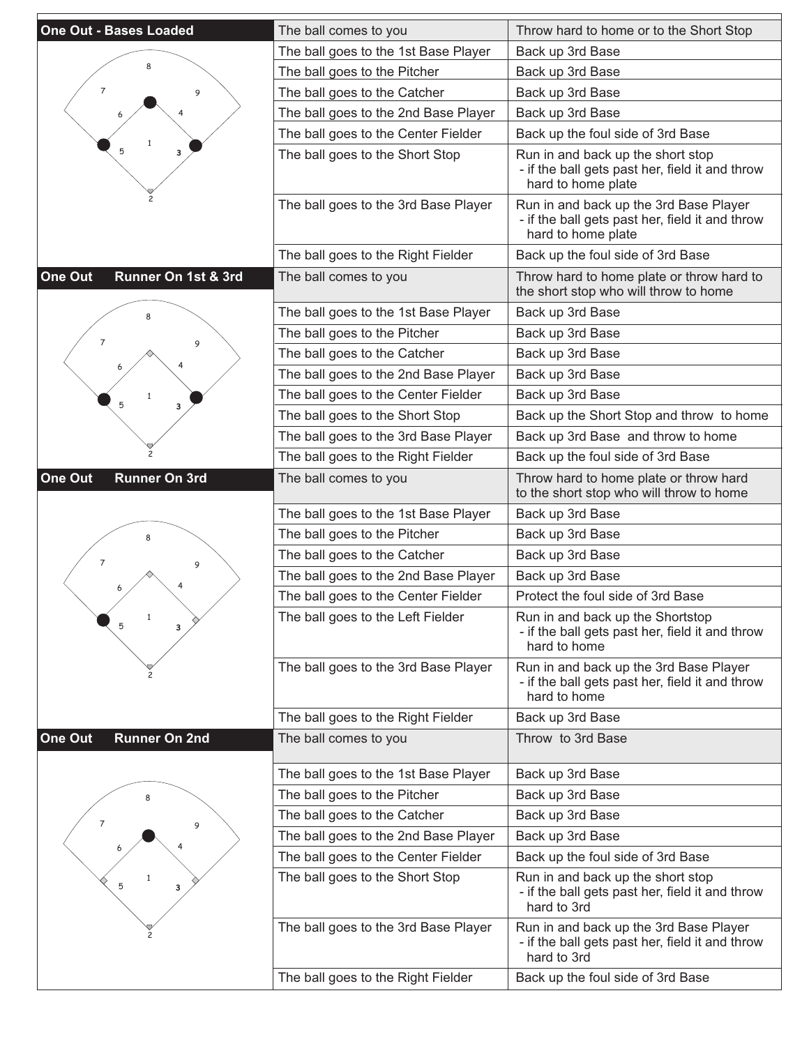| One Out - Bases Loaded | The ball comes to you | Throw hard to home or to the Short Stop |
|---|---|---|
| | The ball goes to the 1st Base Player | Back up 3rd Base |
| | The ball goes to the Pitcher | Back up 3rd Base |
| | The ball goes to the Catcher | Back up 3rd Base |
| | The ball goes to the 2nd Base Player | Back up 3rd Base |
| | The ball goes to the Center Fielder | Back up the foul side of 3rd Base |
| | The ball goes to the Short Stop | Run in and back up the short stop - if the ball gets past her, field it and throw hard to home plate |
| | The ball goes to the 3rd Base Player | Run in and back up the 3rd Base Player - if the ball gets past her, field it and throw hard to home plate |
| | The ball goes to the Right Fielder | Back up the foul side of 3rd Base |
| **One Out Runner On 1st & 3rd** | The ball comes to you | Throw hard to home plate or throw hard to the short stop who will throw to home |
| | The ball goes to the 1st Base Player | Back up 3rd Base |
| | The ball goes to the Pitcher | Back up 3rd Base |
| | The ball goes to the Catcher | Back up 3rd Base |
| | The ball goes to the 2nd Base Player | Back up 3rd Base |
| | The ball goes to the Center Fielder | Back up 3rd Base |
| | The ball goes to the Short Stop | Back up the Short Stop and throw to home |
| | The ball goes to the 3rd Base Player | Back up 3rd Base and throw to home |
| | The ball goes to the Right Fielder | Back up the foul side of 3rd Base |
| **One Out Runner On 3rd** | The ball comes to you | Throw hard to home plate or throw hard to the short stop who will throw to home |
| | The ball goes to the 1st Base Player | Back up 3rd Base |
| | The ball goes to the Pitcher | Back up 3rd Base |
| | The ball goes to the Catcher | Back up 3rd Base |
| | The ball goes to the 2nd Base Player | Back up 3rd Base |
| | The ball goes to the Center Fielder | Protect the foul side of 3rd Base |
| | The ball goes to the Left Fielder | Run in and back up the Shortstop - if the ball gets past her, field it and throw hard to home |
| | The ball goes to the 3rd Base Player | Run in and back up the 3rd Base Player - if the ball gets past her, field it and throw hard to home |
| | The ball goes to the Right Fielder | Back up 3rd Base |
| **One Out Runner On 2nd** | The ball comes to you | Throw to 3rd Base |
| | The ball goes to the 1st Base Player | Back up 3rd Base |
| | The ball goes to the Pitcher | Back up 3rd Base |
| | The ball goes to the Catcher | Back up 3rd Base |
| | The ball goes to the 2nd Base Player | Back up 3rd Base |
| | The ball goes to the Center Fielder | Back up the foul side of 3rd Base |
| | The ball goes to the Short Stop | Run in and back up the short stop - if the ball gets past her, field it and throw hard to 3rd |
| | The ball goes to the 3rd Base Player | Run in and back up the 3rd Base Player - if the ball gets past her, field it and throw hard to 3rd |
| | The ball goes to the Right Fielder | Back up the foul side of 3rd Base |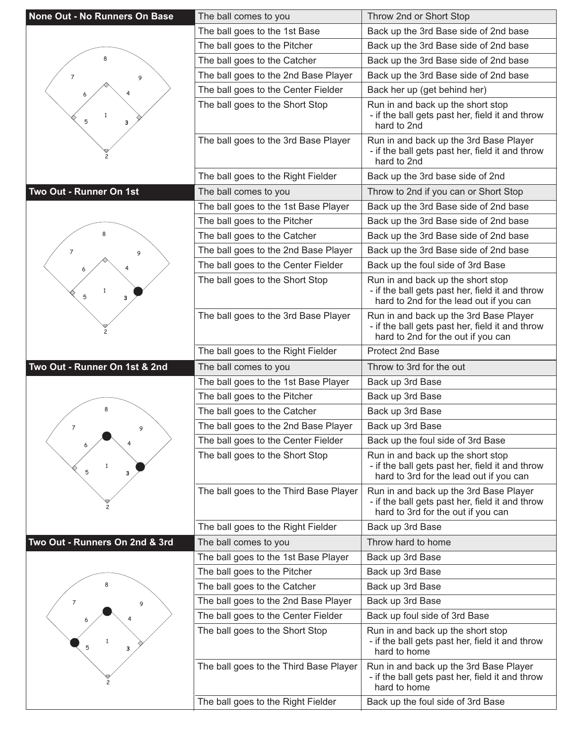## None Out - No Runners On Base

| Situation | Action |
|---|---|
| The ball comes to you | Throw 2nd or Short Stop |
| The ball goes to the 1st Base | Back up the 3rd Base side of 2nd base |
| The ball goes to the Pitcher | Back up the 3rd Base side of 2nd base |
| The ball goes to the Catcher | Back up the 3rd Base side of 2nd base |
| The ball goes to the 2nd Base Player | Back up the 3rd Base side of 2nd base |
| The ball goes to the Center Fielder | Back her up (get behind her) |
| The ball goes to the Short Stop | Run in and back up the short stop - if the ball gets past her, field it and throw hard to 2nd |
| The ball goes to the 3rd Base Player | Run in and back up the 3rd Base Player - if the ball gets past her, field it and throw hard to 2nd |
| The ball goes to the Right Fielder | Back up the 3rd base side of 2nd |

## Two Out - Runner On 1st

| Situation | Action |
|---|---|
| The ball comes to you | Throw to 2nd if you can or Short Stop |
| The ball goes to the 1st Base Player | Back up the 3rd Base side of 2nd base |
| The ball goes to the Pitcher | Back up the 3rd Base side of 2nd base |
| The ball goes to the Catcher | Back up the 3rd Base side of 2nd base |
| The ball goes to the 2nd Base Player | Back up the 3rd Base side of 2nd base |
| The ball goes to the Center Fielder | Back up the foul side of 3rd Base |
| The ball goes to the Short Stop | Run in and back up the short stop - if the ball gets past her, field it and throw hard to 2nd for the lead out if you can |
| The ball goes to the 3rd Base Player | Run in and back up the 3rd Base Player - if the ball gets past her, field it and throw hard to 2nd for the out if you can |
| The ball goes to the Right Fielder | Protect 2nd Base |

## Two Out - Runner On 1st & 2nd

| Situation | Action |
|---|---|
| The ball comes to you | Throw to 3rd for the out |
| The ball goes to the 1st Base Player | Back up 3rd Base |
| The ball goes to the Pitcher | Back up 3rd Base |
| The ball goes to the Catcher | Back up 3rd Base |
| The ball goes to the 2nd Base Player | Back up 3rd Base |
| The ball goes to the Center Fielder | Back up the foul side of 3rd Base |
| The ball goes to the Short Stop | Run in and back up the short stop - if the ball gets past her, field it and throw hard to 3rd for the lead out if you can |
| The ball goes to the Third Base Player | Run in and back up the 3rd Base Player - if the ball gets past her, field it and throw hard to 3rd for the out if you can |
| The ball goes to the Right Fielder | Back up 3rd Base |

## Two Out - Runners On 2nd & 3rd

| Situation | Action |
|---|---|
| The ball comes to you | Throw hard to home |
| The ball goes to the 1st Base Player | Back up 3rd Base |
| The ball goes to the Pitcher | Back up 3rd Base |
| The ball goes to the Catcher | Back up 3rd Base |
| The ball goes to the 2nd Base Player | Back up 3rd Base |
| The ball goes to the Center Fielder | Back up foul side of 3rd Base |
| The ball goes to the Short Stop | Run in and back up the short stop - if the ball gets past her, field it and throw hard to home |
| The ball goes to the Third Base Player | Run in and back up the 3rd Base Player - if the ball gets past her, field it and throw hard to home |
| The ball goes to the Right Fielder | Back up the foul side of 3rd Base |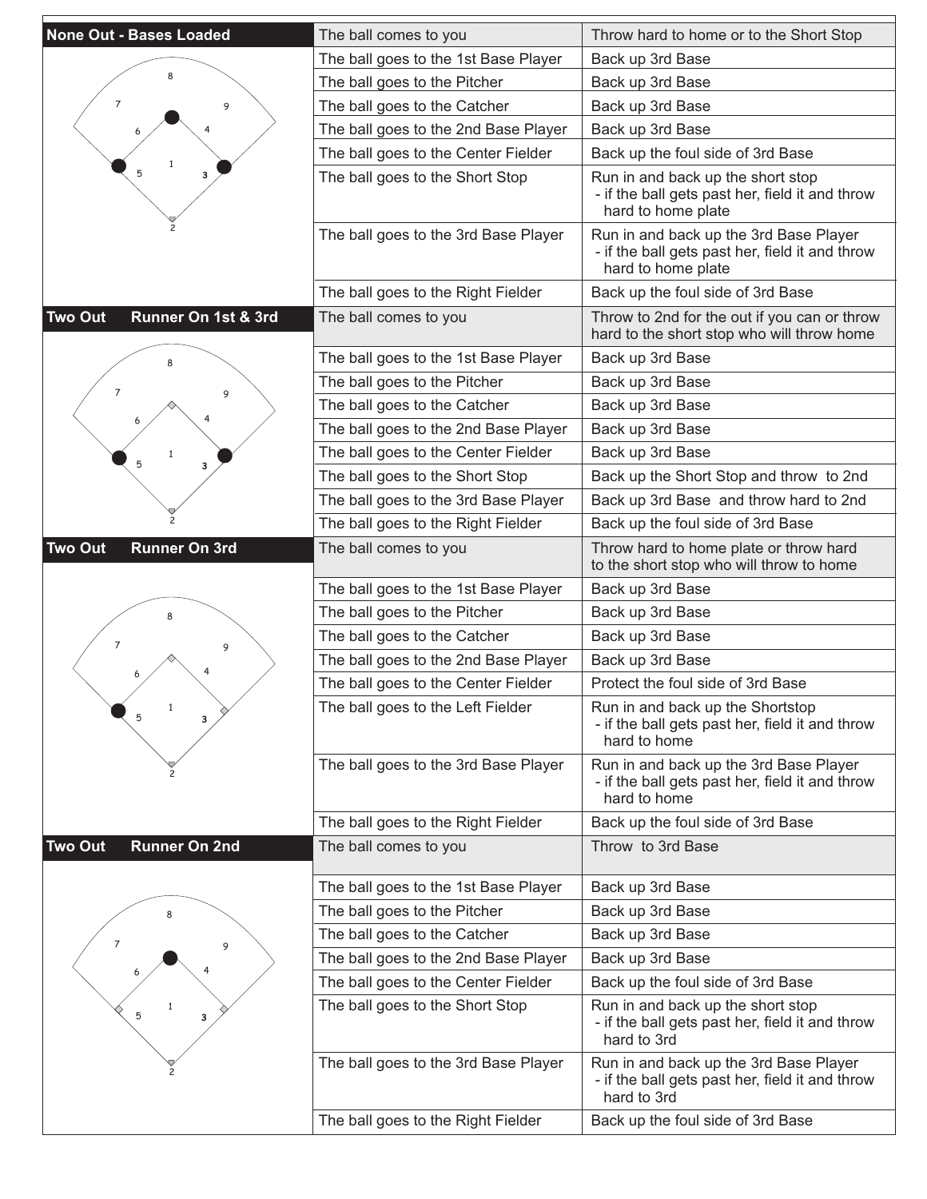| | | |
|---|---|---|
| **None Out - Bases Loaded** | The ball comes to you | Throw hard to home or to the Short Stop |
| 8 7 9 6 4 1 5 3 2 | The ball goes to the 1st Base Player | Back up 3rd Base |
| | The ball goes to the Pitcher | Back up 3rd Base |
| | The ball goes to the Catcher | Back up 3rd Base |
| | The ball goes to the 2nd Base Player | Back up 3rd Base |
| | The ball goes to the Center Fielder | Back up the foul side of 3rd Base |
| | The ball goes to the Short Stop | Run in and back up the short stop<br>- if the ball gets past her, field it and throw hard to home plate |
| | The ball goes to the 3rd Base Player | Run in and back up the 3rd Base Player<br>- if the ball gets past her, field it and throw hard to home plate |
| | The ball goes to the Right Fielder | Back up the foul side of 3rd Base |
| **Two Out Runner On 1st & 3rd** | The ball comes to you | Throw to 2nd for the out if you can or throw hard to the short stop who will throw home |
| 8 7 9 6 4 1 5 3 2 | The ball goes to the 1st Base Player | Back up 3rd Base |
| | The ball goes to the Pitcher | Back up 3rd Base |
| | The ball goes to the Catcher | Back up 3rd Base |
| | The ball goes to the 2nd Base Player | Back up 3rd Base |
| | The ball goes to the Center Fielder | Back up 3rd Base |
| | The ball goes to the Short Stop | Back up the Short Stop and throw to 2nd |
| | The ball goes to the 3rd Base Player | Back up 3rd Base and throw hard to 2nd |
| | The ball goes to the Right Fielder | Back up the foul side of 3rd Base |
| **Two Out Runner On 3rd** | The ball comes to you | Throw hard to home plate or throw hard to the short stop who will throw to home |
| 8 7 9 6 4 1 5 3 2 | The ball goes to the 1st Base Player | Back up 3rd Base |
| | The ball goes to the Pitcher | Back up 3rd Base |
| | The ball goes to the Catcher | Back up 3rd Base |
| | The ball goes to the 2nd Base Player | Back up 3rd Base |
| | The ball goes to the Center Fielder | Protect the foul side of 3rd Base |
| | The ball goes to the Left Fielder | Run in and back up the Shortstop<br>- if the ball gets past her, field it and throw hard to home |
| | The ball goes to the 3rd Base Player | Run in and back up the 3rd Base Player<br>- if the ball gets past her, field it and throw hard to home |
| | The ball goes to the Right Fielder | Back up the foul side of 3rd Base |
| **Two Out Runner On 2nd** | The ball comes to you | Throw to 3rd Base |
| 8 7 9 6 4 1 5 3 2 | The ball goes to the 1st Base Player | Back up 3rd Base |
| | The ball goes to the Pitcher | Back up 3rd Base |
| | The ball goes to the Catcher | Back up 3rd Base |
| | The ball goes to the 2nd Base Player | Back up 3rd Base |
| | The ball goes to the Center Fielder | Back up the foul side of 3rd Base |
| | The ball goes to the Short Stop | Run in and back up the short stop<br>- if the ball gets past her, field it and throw hard to 3rd |
| | The ball goes to the 3rd Base Player | Run in and back up the 3rd Base Player<br>- if the ball gets past her, field it and throw hard to 3rd |
| | The ball goes to the Right Fielder | Back up the foul side of 3rd Base |